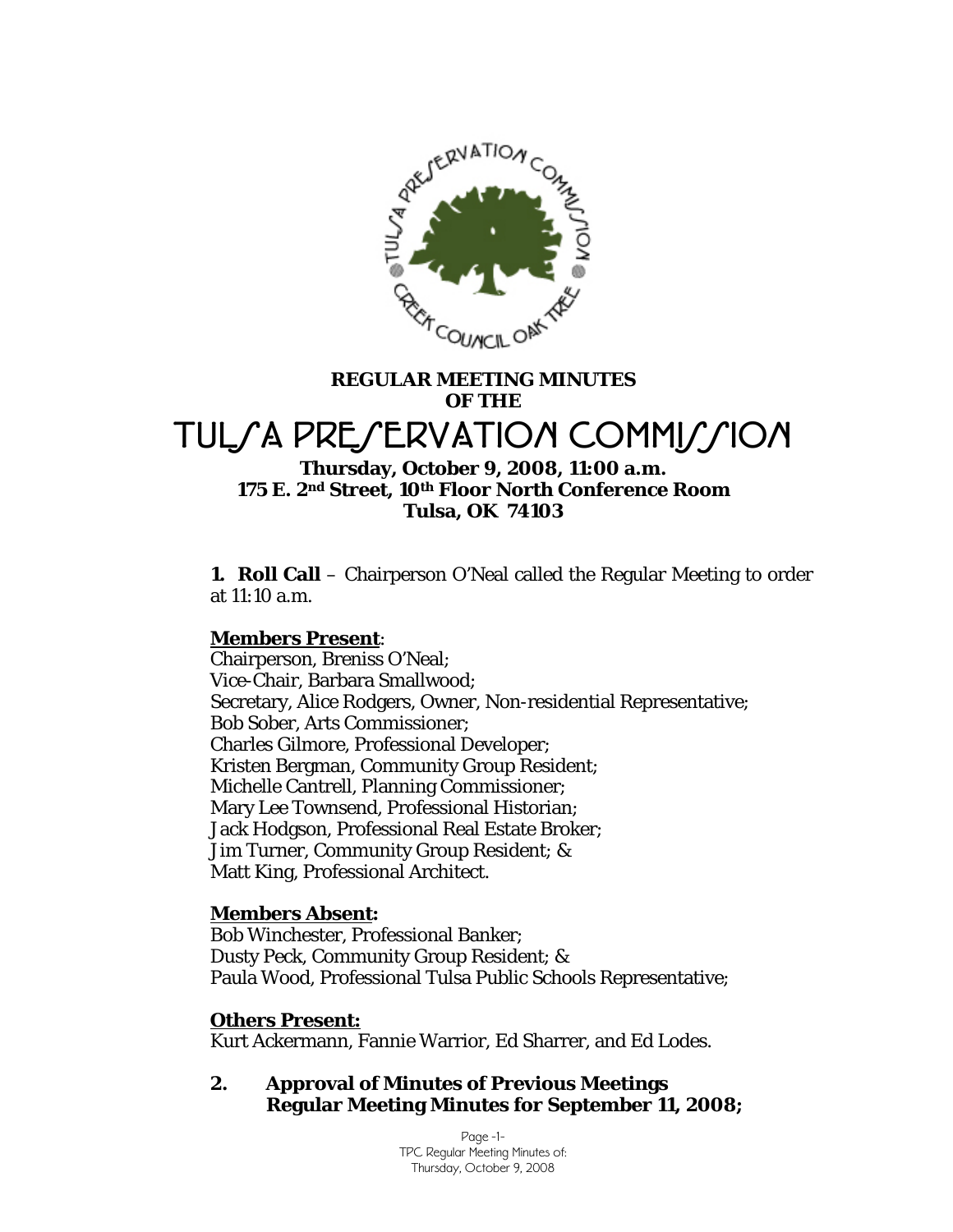**REGULAR MEETING MINUTES OF THE**

# TULSA PRESERVATION COMMISSION

**Thursday, October 9, 2008, 11:00 a.m.**
**175 E. 2nd Street, 10th Floor North Conference Room**
**Tulsa, OK 74103**

**1. Roll Call** – Chairperson O'Neal called the Regular Meeting to order at 11:10 a.m.

**Members Present**:
Chairperson, Breniss O'Neal;
Vice-Chair, Barbara Smallwood;
Secretary, Alice Rodgers, Owner, Non-residential Representative;
Bob Sober, Arts Commissioner;
Charles Gilmore, Professional Developer;
Kristen Bergman, Community Group Resident;
Michelle Cantrell, Planning Commissioner;
Mary Lee Townsend, Professional Historian;
Jack Hodgson, Professional Real Estate Broker;
Jim Turner, Community Group Resident; &
Matt King, Professional Architect.

**Members Absent:**
Bob Winchester, Professional Banker;
Dusty Peck, Community Group Resident; &
Paula Wood, Professional Tulsa Public Schools Representative;

**Others Present:**
Kurt Ackermann, Fannie Warrior, Ed Sharrer, and Ed Lodes.

**2. Approval of Minutes of Previous Meetings**
**Regular Meeting Minutes for September 11, 2008;**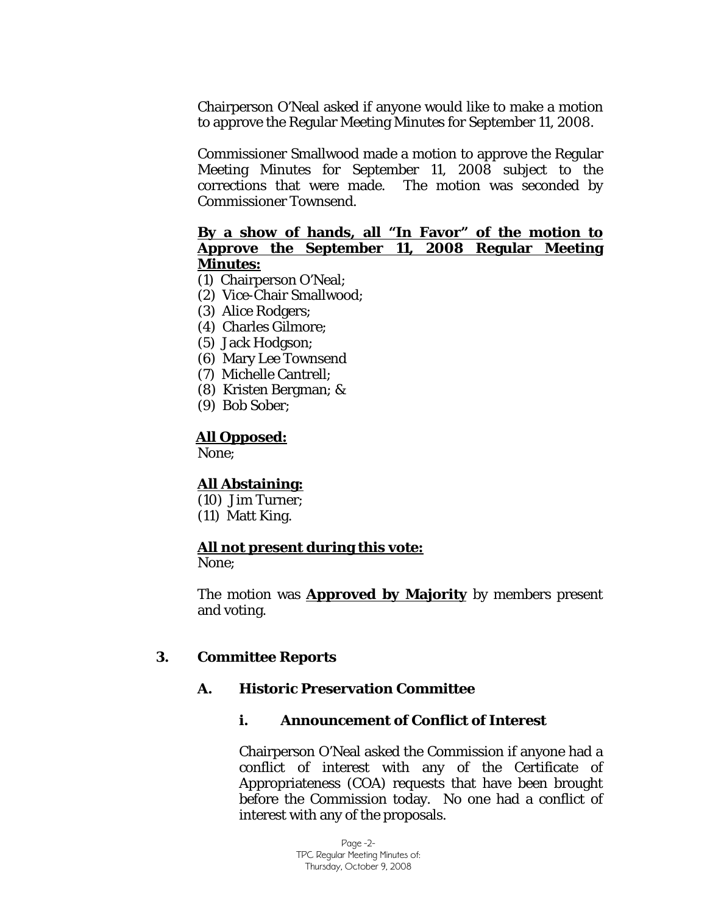Chairperson O'Neal asked if anyone would like to make a motion to approve the Regular Meeting Minutes for September 11, 2008.

Commissioner Smallwood made a motion to approve the Regular Meeting Minutes for September 11, 2008 subject to the corrections that were made. The motion was seconded by Commissioner Townsend.

**By a show of hands, all "In Favor" of the motion to Approve the September 11, 2008 Regular Meeting Minutes:**

(1) Chairperson O'Neal;
(2) Vice-Chair Smallwood;
(3) Alice Rodgers;
(4) Charles Gilmore;
(5) Jack Hodgson;
(6) Mary Lee Townsend
(7) Michelle Cantrell;
(8) Kristen Bergman; &
(9) Bob Sober;

**All Opposed:**

None;

**All Abstaining:**

(10) Jim Turner;
(11) Matt King.

**All not present during this vote:**

None;

The motion was **Approved by Majority** by members present and voting.

## 3. Committee Reports

### A. Historic Preservation Committee

#### i. Announcement of Conflict of Interest

Chairperson O'Neal asked the Commission if anyone had a conflict of interest with any of the Certificate of Appropriateness (COA) requests that have been brought before the Commission today. No one had a conflict of interest with any of the proposals.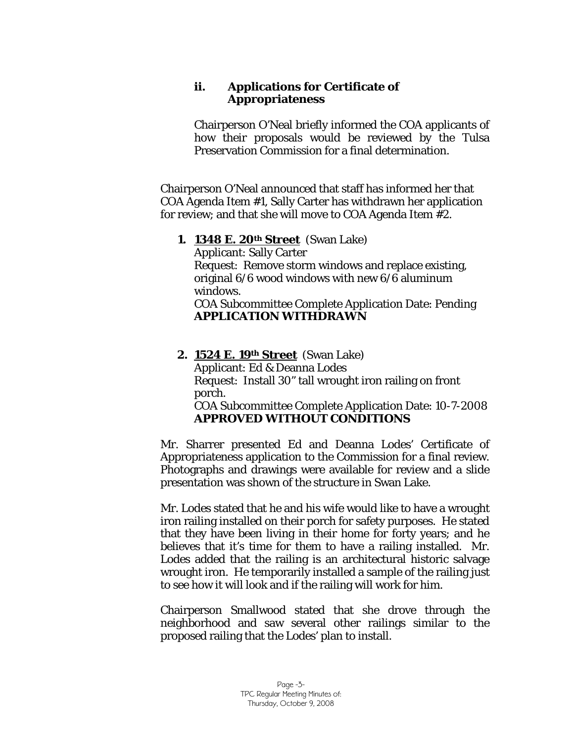### ii. Applications for Certificate of Appropriateness

Chairperson O'Neal briefly informed the COA applicants of how their proposals would be reviewed by the Tulsa Preservation Commission for a final determination.

Chairperson O'Neal announced that staff has informed her that COA Agenda Item #1, Sally Carter has withdrawn her application for review; and that she will move to COA Agenda Item #2.

1. **<u>1348 E. 20th Street</u>** (Swan Lake)
   Applicant: Sally Carter
   Request: Remove storm windows and replace existing, original 6/6 wood windows with new 6/6 aluminum windows.
   COA Subcommittee Complete Application Date: Pending
   **APPLICATION WITHDRAWN**

2. **<u>1524 E. 19th Street</u>** (Swan Lake)
   Applicant: Ed & Deanna Lodes
   Request: Install 30" tall wrought iron railing on front porch.
   COA Subcommittee Complete Application Date: 10-7-2008
   **APPROVED WITHOUT CONDITIONS**

Mr. Sharrer presented Ed and Deanna Lodes' Certificate of Appropriateness application to the Commission for a final review. Photographs and drawings were available for review and a slide presentation was shown of the structure in Swan Lake.

Mr. Lodes stated that he and his wife would like to have a wrought iron railing installed on their porch for safety purposes. He stated that they have been living in their home for forty years; and he believes that it's time for them to have a railing installed. Mr. Lodes added that the railing is an architectural historic salvage wrought iron. He temporarily installed a sample of the railing just to see how it will look and if the railing will work for him.

Chairperson Smallwood stated that she drove through the neighborhood and saw several other railings similar to the proposed railing that the Lodes' plan to install.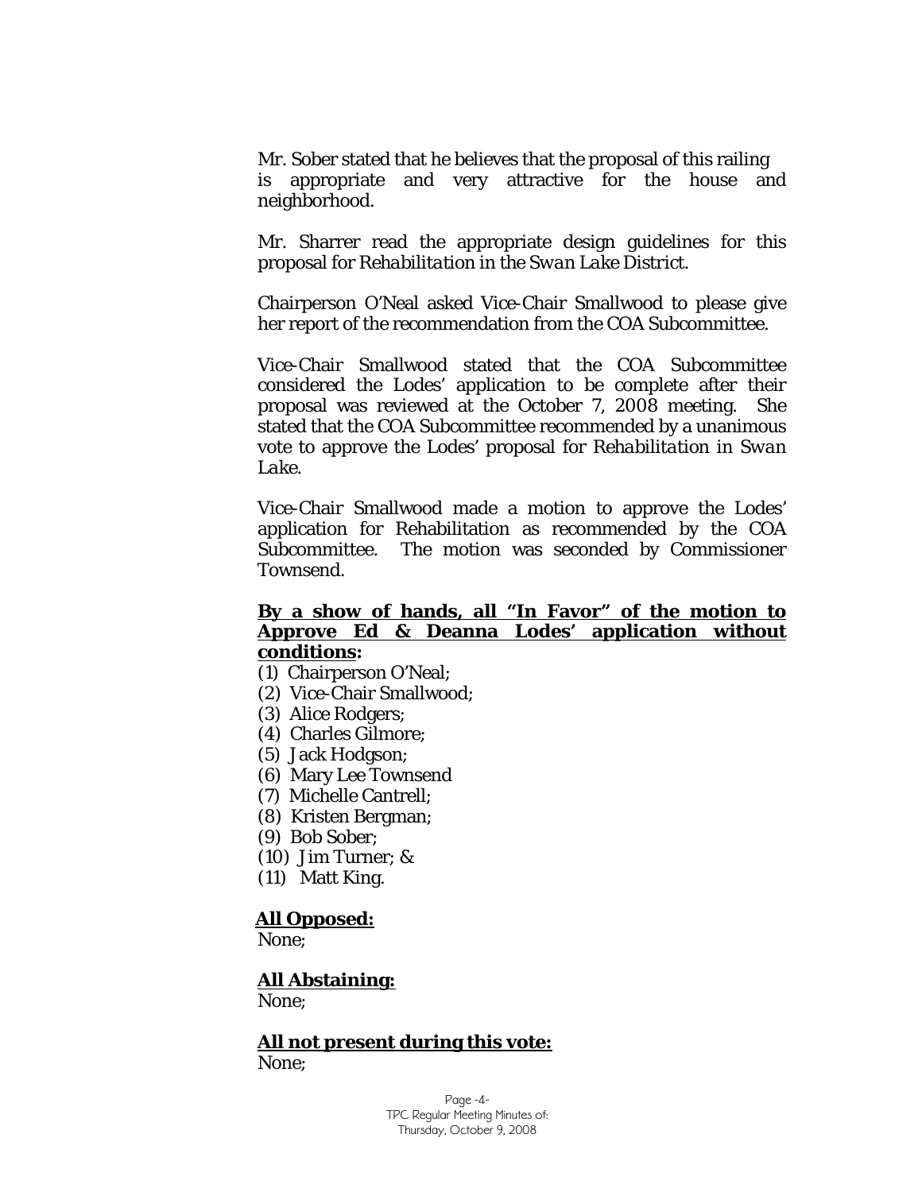Mr. Sober stated that he believes that the proposal of this railing is appropriate and very attractive for the house and neighborhood.

Mr. Sharrer read the appropriate design guidelines for this proposal for *Rehabilitation in the Swan Lake District*.

Chairperson O'Neal asked Vice-Chair Smallwood to please give her report of the recommendation from the COA Subcommittee.

Vice-Chair Smallwood stated that the COA Subcommittee considered the Lodes' application to be complete after their proposal was reviewed at the October 7, 2008 meeting. She stated that the COA Subcommittee recommended by a unanimous vote to approve the Lodes' proposal for *Rehabilitation in Swan Lake*.

Vice-Chair Smallwood made a motion to approve the Lodes' application for Rehabilitation as recommended by the COA Subcommittee. The motion was seconded by Commissioner Townsend.

**By a show of hands, all "In Favor" of the motion to Approve Ed & Deanna Lodes' application without conditions:**

(1) Chairperson O'Neal;
(2) Vice-Chair Smallwood;
(3) Alice Rodgers;
(4) Charles Gilmore;
(5) Jack Hodgson;
(6) Mary Lee Townsend
(7) Michelle Cantrell;
(8) Kristen Bergman;
(9) Bob Sober;
(10) Jim Turner; &
(11) Matt King.

**All Opposed:**
None;

**All Abstaining:**
None;

**All not present during this vote:**
None;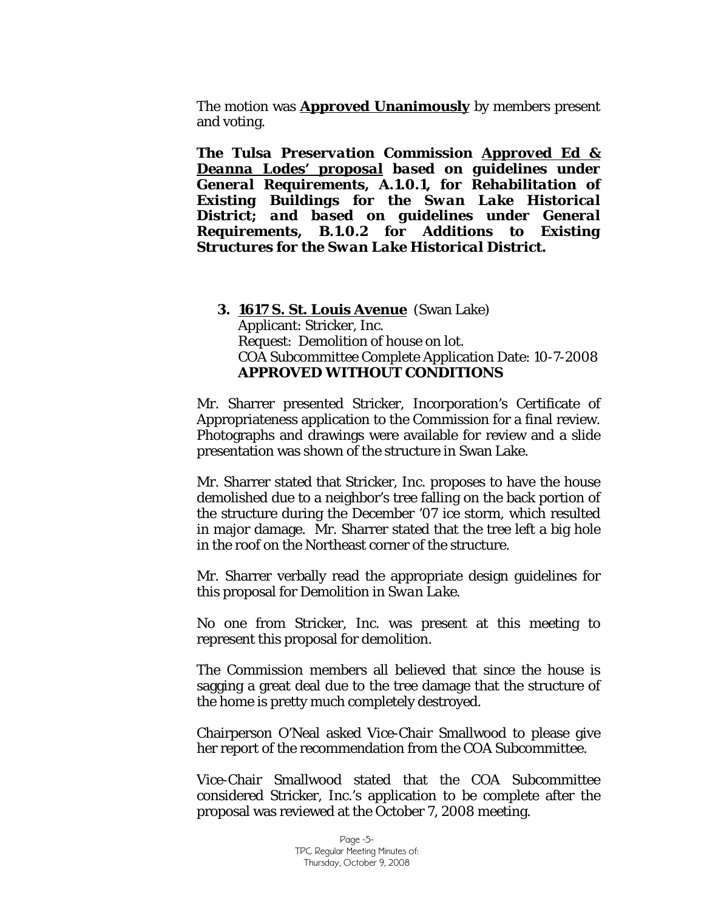The motion was **Approved Unanimously** by members present and voting.

***The Tulsa Preservation Commission Approved Ed & Deanna Lodes' proposal based on guidelines under General Requirements, A.1.0.1, for Rehabilitation of Existing Buildings for the Swan Lake Historical District; and based on guidelines under General Requirements, B.1.0.2 for Additions to Existing Structures for the Swan Lake Historical District.***

**3. 1617 S. St. Louis Avenue** (Swan Lake)
Applicant: Stricker, Inc.
Request: Demolition of house on lot.
COA Subcommittee Complete Application Date: 10-7-2008
**APPROVED WITHOUT CONDITIONS**

Mr. Sharrer presented Stricker, Incorporation's Certificate of Appropriateness application to the Commission for a final review. Photographs and drawings were available for review and a slide presentation was shown of the structure in Swan Lake.

Mr. Sharrer stated that Stricker, Inc. proposes to have the house demolished due to a neighbor's tree falling on the back portion of the structure during the December '07 ice storm, which resulted in major damage. Mr. Sharrer stated that the tree left a big hole in the roof on the Northeast corner of the structure.

Mr. Sharrer verbally read the appropriate design guidelines for this proposal for *Demolition in Swan Lake.*

No one from Stricker, Inc. was present at this meeting to represent this proposal for demolition.

The Commission members all believed that since the house is sagging a great deal due to the tree damage that the structure of the home is pretty much completely destroyed.

Chairperson O'Neal asked Vice-Chair Smallwood to please give her report of the recommendation from the COA Subcommittee.

Vice-Chair Smallwood stated that the COA Subcommittee considered Stricker, Inc.'s application to be complete after the proposal was reviewed at the October 7, 2008 meeting.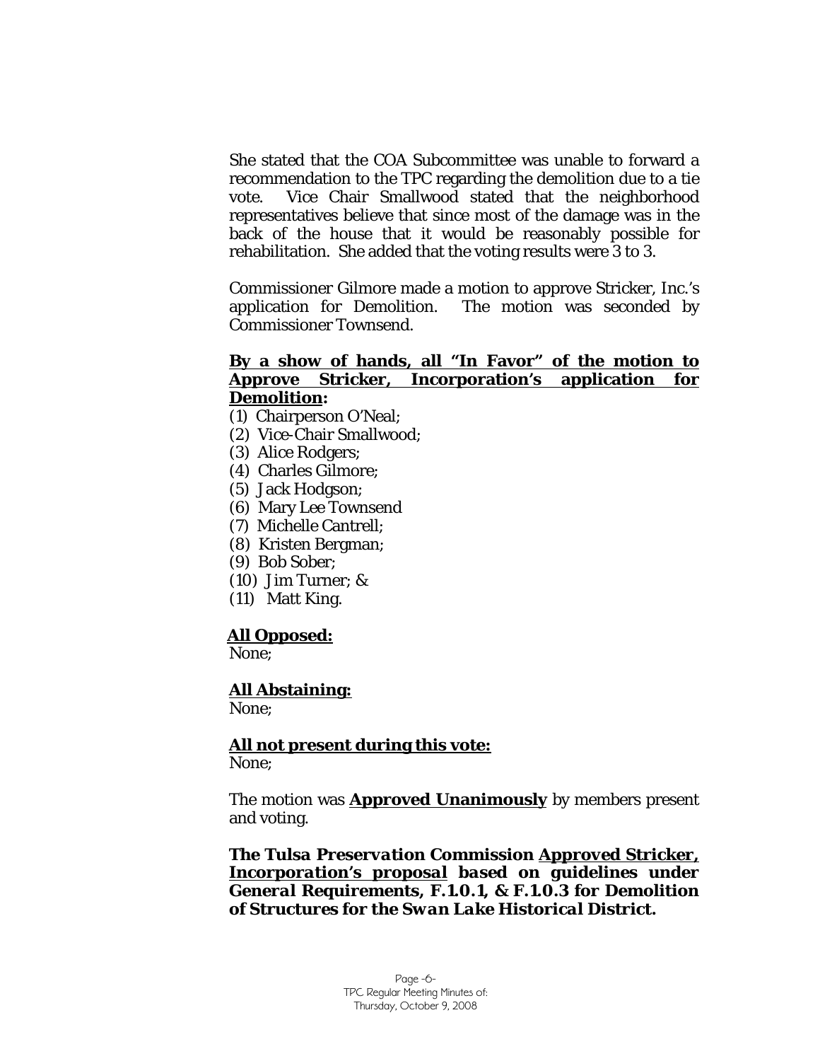She stated that the COA Subcommittee was unable to forward a recommendation to the TPC regarding the demolition due to a tie vote. Vice Chair Smallwood stated that the neighborhood representatives believe that since most of the damage was in the back of the house that it would be reasonably possible for rehabilitation. She added that the voting results were 3 to 3.

Commissioner Gilmore made a motion to approve Stricker, Inc.'s application for Demolition. The motion was seconded by Commissioner Townsend.

**By a show of hands, all "In Favor" of the motion to Approve Stricker, Incorporation's application for Demolition:**

(1) Chairperson O'Neal;
(2) Vice-Chair Smallwood;
(3) Alice Rodgers;
(4) Charles Gilmore;
(5) Jack Hodgson;
(6) Mary Lee Townsend
(7) Michelle Cantrell;
(8) Kristen Bergman;
(9) Bob Sober;
(10) Jim Turner; &
(11) Matt King.

**All Opposed:**
None;

**All Abstaining:**
None;

**All not present during this vote:**
None;

The motion was **Approved Unanimously** by members present and voting.

***The Tulsa Preservation Commission Approved Stricker, Incorporation's proposal based on guidelines under General Requirements, F.1.0.1, & F.1.0.3 for Demolition of Structures for the Swan Lake Historical District.***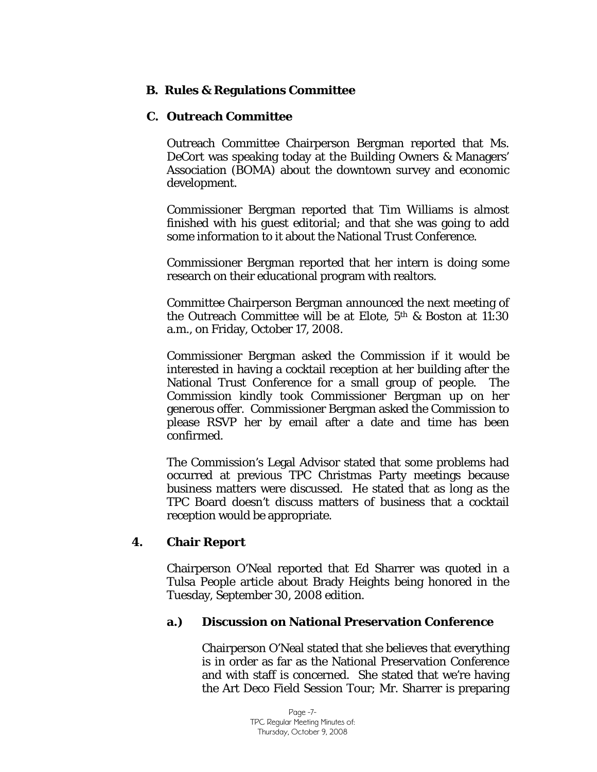**B. Rules & Regulations Committee**

**C. Outreach Committee**

Outreach Committee Chairperson Bergman reported that Ms. DeCort was speaking today at the Building Owners & Managers' Association (BOMA) about the downtown survey and economic development.

Commissioner Bergman reported that Tim Williams is almost finished with his guest editorial; and that she was going to add some information to it about the National Trust Conference.

Commissioner Bergman reported that her intern is doing some research on their educational program with realtors.

Committee Chairperson Bergman announced the next meeting of the Outreach Committee will be at Elote, 5th & Boston at 11:30 a.m., on Friday, October 17, 2008.

Commissioner Bergman asked the Commission if it would be interested in having a cocktail reception at her building after the National Trust Conference for a small group of people. The Commission kindly took Commissioner Bergman up on her generous offer. Commissioner Bergman asked the Commission to please RSVP her by email after a date and time has been confirmed.

The Commission's Legal Advisor stated that some problems had occurred at previous TPC Christmas Party meetings because business matters were discussed. He stated that as long as the TPC Board doesn't discuss matters of business that a cocktail reception would be appropriate.

**4. Chair Report**

Chairperson O'Neal reported that Ed Sharrer was quoted in a Tulsa People article about Brady Heights being honored in the Tuesday, September 30, 2008 edition.

**a.) Discussion on National Preservation Conference**

Chairperson O'Neal stated that she believes that everything is in order as far as the National Preservation Conference and with staff is concerned. She stated that we're having the Art Deco Field Session Tour; Mr. Sharrer is preparing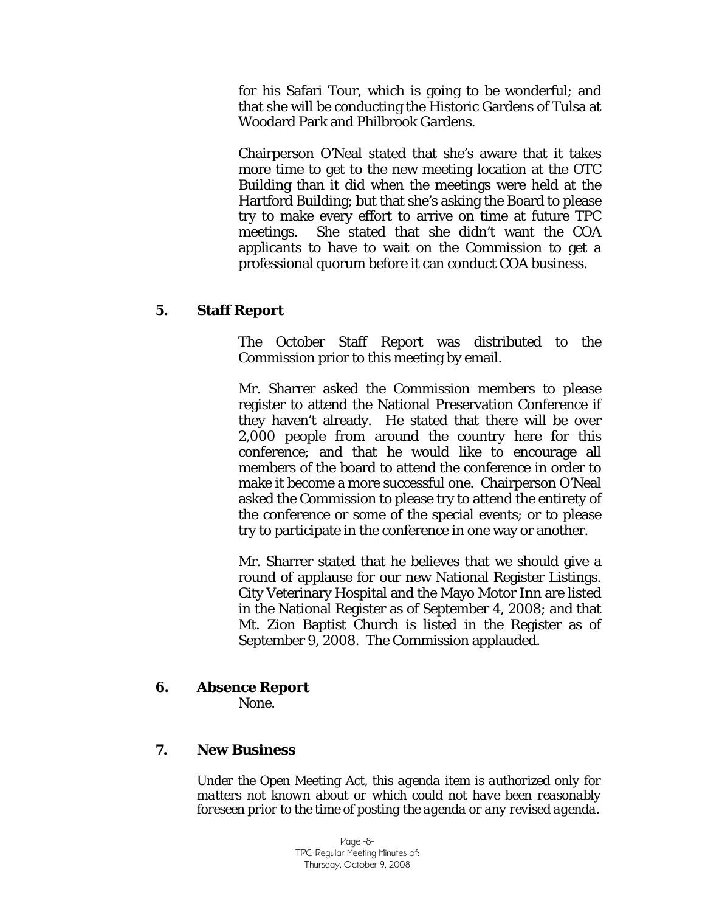for his Safari Tour, which is going to be wonderful; and that she will be conducting the Historic Gardens of Tulsa at Woodard Park and Philbrook Gardens.

Chairperson O'Neal stated that she's aware that it takes more time to get to the new meeting location at the OTC Building than it did when the meetings were held at the Hartford Building; but that she's asking the Board to please try to make every effort to arrive on time at future TPC meetings. She stated that she didn't want the COA applicants to have to wait on the Commission to get a professional quorum before it can conduct COA business.

## 5. Staff Report

The October Staff Report was distributed to the Commission prior to this meeting by email.

Mr. Sharrer asked the Commission members to please register to attend the National Preservation Conference if they haven't already. He stated that there will be over 2,000 people from around the country here for this conference; and that he would like to encourage all members of the board to attend the conference in order to make it become a more successful one. Chairperson O'Neal asked the Commission to please try to attend the entirety of the conference or some of the special events; or to please try to participate in the conference in one way or another.

Mr. Sharrer stated that he believes that we should give a round of applause for our new National Register Listings. City Veterinary Hospital and the Mayo Motor Inn are listed in the National Register as of September 4, 2008; and that Mt. Zion Baptist Church is listed in the Register as of September 9, 2008. The Commission applauded.

## 6. Absence Report

None.

## 7. New Business

*Under the Open Meeting Act, this agenda item is authorized only for matters not known about or which could not have been reasonably foreseen prior to the time of posting the agenda or any revised agenda.*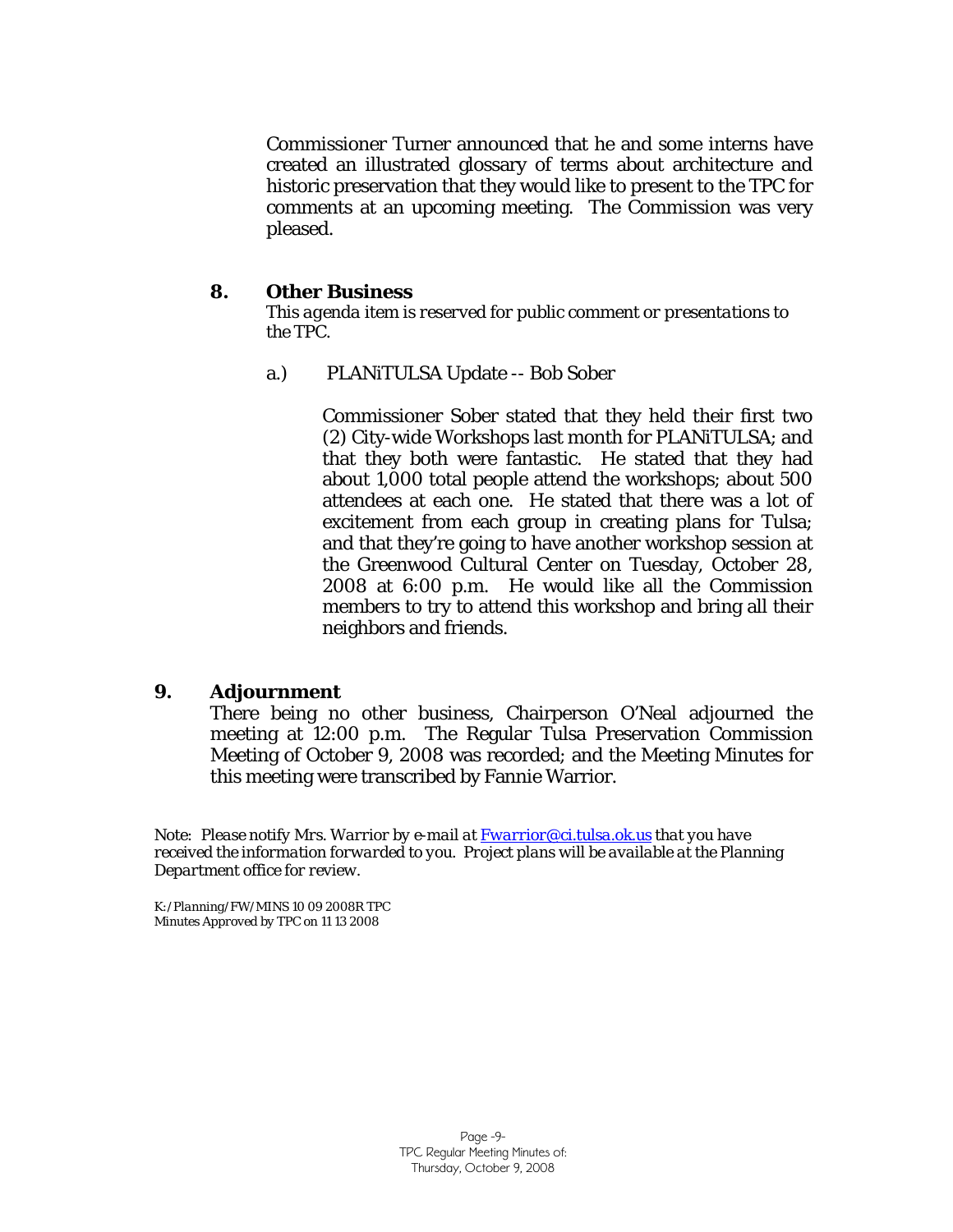Commissioner Turner announced that he and some interns have created an illustrated glossary of terms about architecture and historic preservation that they would like to present to the TPC for comments at an upcoming meeting. The Commission was very pleased.

## 8. Other Business

*This agenda item is reserved for public comment or presentations to the TPC.*

a.) PLANiTULSA Update -- Bob Sober

Commissioner Sober stated that they held their first two (2) City-wide Workshops last month for PLANiTULSA; and that they both were fantastic. He stated that they had about 1,000 total people attend the workshops; about 500 attendees at each one. He stated that there was a lot of excitement from each group in creating plans for Tulsa; and that they're going to have another workshop session at the Greenwood Cultural Center on Tuesday, October 28, 2008 at 6:00 p.m. He would like all the Commission members to try to attend this workshop and bring all their neighbors and friends.

## 9. Adjournment

There being no other business, Chairperson O'Neal adjourned the meeting at 12:00 p.m. The Regular Tulsa Preservation Commission Meeting of October 9, 2008 was recorded; and the Meeting Minutes for this meeting were transcribed by Fannie Warrior.

*Note: Please notify Mrs. Warrior by e-mail at [Fwarrior@ci.tulsa.ok.us](mailto:Fwarrior@ci.tulsa.ok.us) that you have received the information forwarded to you. Project plans will be available at the Planning Department office for review.*

K:/Planning/FW/MINS 10 09 2008R TPC
Minutes Approved by TPC on 11 13 2008